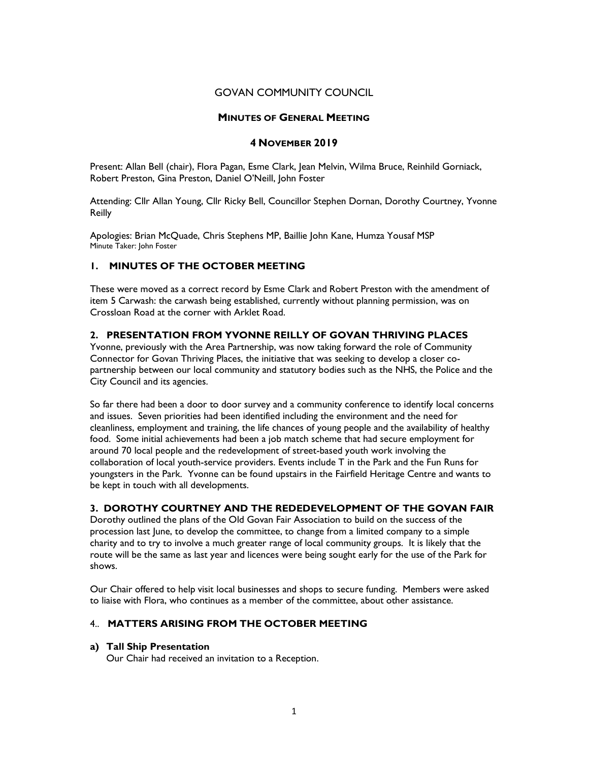# GOVAN COMMUNITY COUNCIL

## MINUTES OF GENERAL MEETING

## 4 NOVEMBER 2019

Present: Allan Bell (chair), Flora Pagan, Esme Clark, Jean Melvin, Wilma Bruce, Reinhild Gorniack, Robert Preston, Gina Preston, Daniel O'Neill, John Foster

Attending: Cllr Allan Young, Cllr Ricky Bell, Councillor Stephen Dornan, Dorothy Courtney, Yvonne Reilly

Apologies: Brian McQuade, Chris Stephens MP, Baillie John Kane, Humza Yousaf MSP
Minute Taker: John Foster

### 1. MINUTES OF THE OCTOBER MEETING

These were moved as a correct record by Esme Clark and Robert Preston with the amendment of item 5 Carwash: the carwash being established, currently without planning permission, was on Crossloan Road at the corner with Arklet Road.

### 2. PRESENTATION FROM YVONNE REILLY OF GOVAN THRIVING PLACES

Yvonne, previously with the Area Partnership, was now taking forward the role of Community Connector for Govan Thriving Places, the initiative that was seeking to develop a closer co-partnership between our local community and statutory bodies such as the NHS, the Police and the City Council and its agencies.

So far there had been a door to door survey and a community conference to identify local concerns and issues. Seven priorities had been identified including the environment and the need for cleanliness, employment and training, the life chances of young people and the availability of healthy food. Some initial achievements had been a job match scheme that had secure employment for around 70 local people and the redevelopment of street-based youth work involving the collaboration of local youth-service providers. Events include T in the Park and the Fun Runs for youngsters in the Park. Yvonne can be found upstairs in the Fairfield Heritage Centre and wants to be kept in touch with all developments.

### 3. DOROTHY COURTNEY AND THE REDEDEVELOPMENT OF THE GOVAN FAIR

Dorothy outlined the plans of the Old Govan Fair Association to build on the success of the procession last June, to develop the committee, to change from a limited company to a simple charity and to try to involve a much greater range of local community groups. It is likely that the route will be the same as last year and licences were being sought early for the use of the Park for shows.

Our Chair offered to help visit local businesses and shops to secure funding. Members were asked to liaise with Flora, who continues as a member of the committee, about other assistance.

### 4.. MATTERS ARISING FROM THE OCTOBER MEETING

**a) Tall Ship Presentation**

Our Chair had received an invitation to a Reception.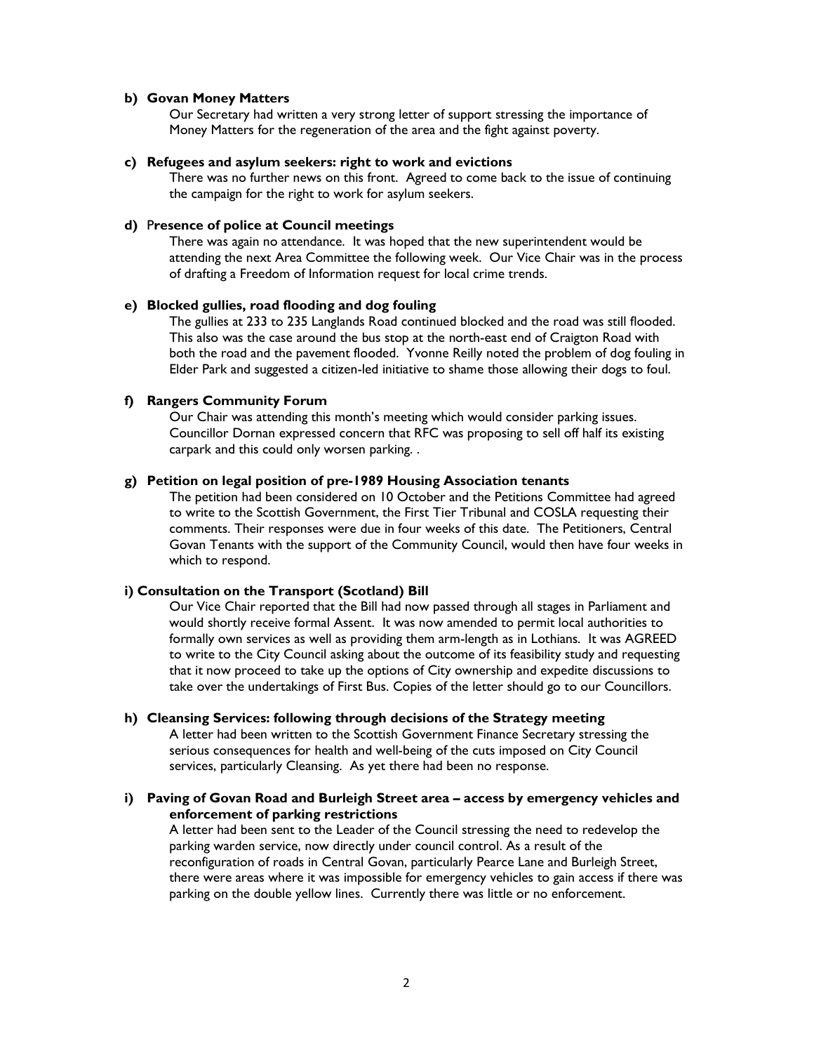**b) Govan Money Matters**

Our Secretary had written a very strong letter of support stressing the importance of Money Matters for the regeneration of the area and the fight against poverty.

**c) Refugees and asylum seekers: right to work and evictions**

There was no further news on this front. Agreed to come back to the issue of continuing the campaign for the right to work for asylum seekers.

**d) Presence of police at Council meetings**

There was again no attendance. It was hoped that the new superintendent would be attending the next Area Committee the following week. Our Vice Chair was in the process of drafting a Freedom of Information request for local crime trends.

**e) Blocked gullies, road flooding and dog fouling**

The gullies at 233 to 235 Langlands Road continued blocked and the road was still flooded. This also was the case around the bus stop at the north-east end of Craigton Road with both the road and the pavement flooded. Yvonne Reilly noted the problem of dog fouling in Elder Park and suggested a citizen-led initiative to shame those allowing their dogs to foul.

**f) Rangers Community Forum**

Our Chair was attending this month's meeting which would consider parking issues. Councillor Dornan expressed concern that RFC was proposing to sell off half its existing carpark and this could only worsen parking. .

**g) Petition on legal position of pre-1989 Housing Association tenants**

The petition had been considered on 10 October and the Petitions Committee had agreed to write to the Scottish Government, the First Tier Tribunal and COSLA requesting their comments. Their responses were due in four weeks of this date. The Petitioners, Central Govan Tenants with the support of the Community Council, would then have four weeks in which to respond.

**i) Consultation on the Transport (Scotland) Bill**

Our Vice Chair reported that the Bill had now passed through all stages in Parliament and would shortly receive formal Assent. It was now amended to permit local authorities to formally own services as well as providing them arm-length as in Lothians. It was AGREED to write to the City Council asking about the outcome of its feasibility study and requesting that it now proceed to take up the options of City ownership and expedite discussions to take over the undertakings of First Bus. Copies of the letter should go to our Councillors.

**h) Cleansing Services: following through decisions of the Strategy meeting**

A letter had been written to the Scottish Government Finance Secretary stressing the serious consequences for health and well-being of the cuts imposed on City Council services, particularly Cleansing. As yet there had been no response.

**i) Paving of Govan Road and Burleigh Street area – access by emergency vehicles and enforcement of parking restrictions**

A letter had been sent to the Leader of the Council stressing the need to redevelop the parking warden service, now directly under council control. As a result of the reconfiguration of roads in Central Govan, particularly Pearce Lane and Burleigh Street, there were areas where it was impossible for emergency vehicles to gain access if there was parking on the double yellow lines. Currently there was little or no enforcement.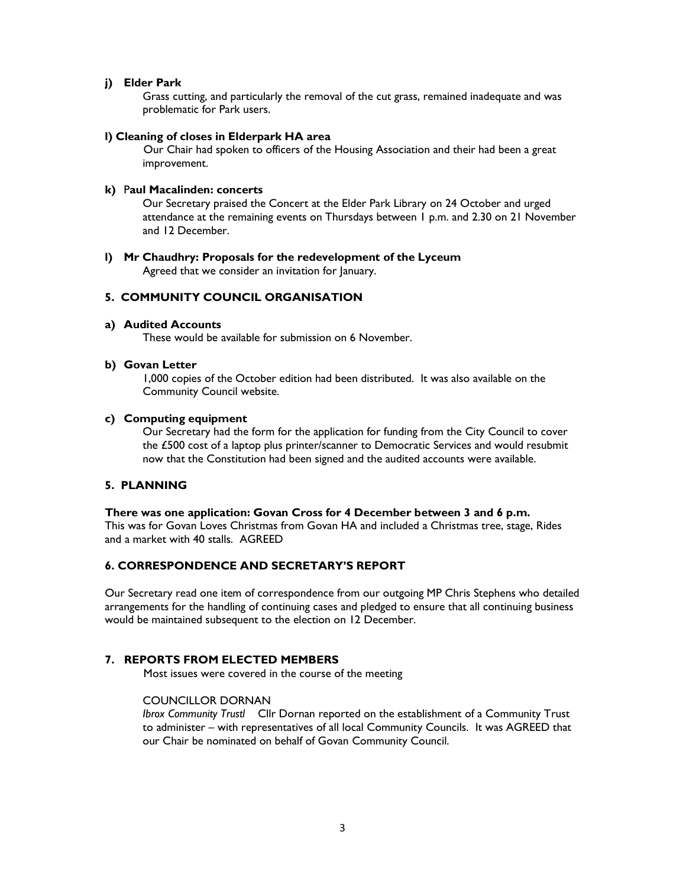**j) Elder Park**

Grass cutting, and particularly the removal of the cut grass, remained inadequate and was problematic for Park users.

**l) Cleaning of closes in Elderpark HA area**

Our Chair had spoken to officers of the Housing Association and their had been a great improvement.

**k) Paul Macalinden: concerts**

Our Secretary praised the Concert at the Elder Park Library on 24 October and urged attendance at the remaining events on Thursdays between 1 p.m. and 2.30 on 21 November and 12 December.

**l) Mr Chaudhry: Proposals for the redevelopment of the Lyceum**

Agreed that we consider an invitation for January.

## 5. COMMUNITY COUNCIL ORGANISATION

**a) Audited Accounts**

These would be available for submission on 6 November.

**b) Govan Letter**

1,000 copies of the October edition had been distributed. It was also available on the Community Council website.

**c) Computing equipment**

Our Secretary had the form for the application for funding from the City Council to cover the £500 cost of a laptop plus printer/scanner to Democratic Services and would resubmit now that the Constitution had been signed and the audited accounts were available.

## 5. PLANNING

**There was one application: Govan Cross for 4 December between 3 and 6 p.m.**
This was for Govan Loves Christmas from Govan HA and included a Christmas tree, stage, Rides and a market with 40 stalls. AGREED

## 6. CORRESPONDENCE AND SECRETARY'S REPORT

Our Secretary read one item of correspondence from our outgoing MP Chris Stephens who detailed arrangements for the handling of continuing cases and pledged to ensure that all continuing business would be maintained subsequent to the election on 12 December.

## 7. REPORTS FROM ELECTED MEMBERS

Most issues were covered in the course of the meeting

COUNCILLOR DORNAN

*Ibrox Community Trustl* Cllr Dornan reported on the establishment of a Community Trust to administer – with representatives of all local Community Councils. It was AGREED that our Chair be nominated on behalf of Govan Community Council.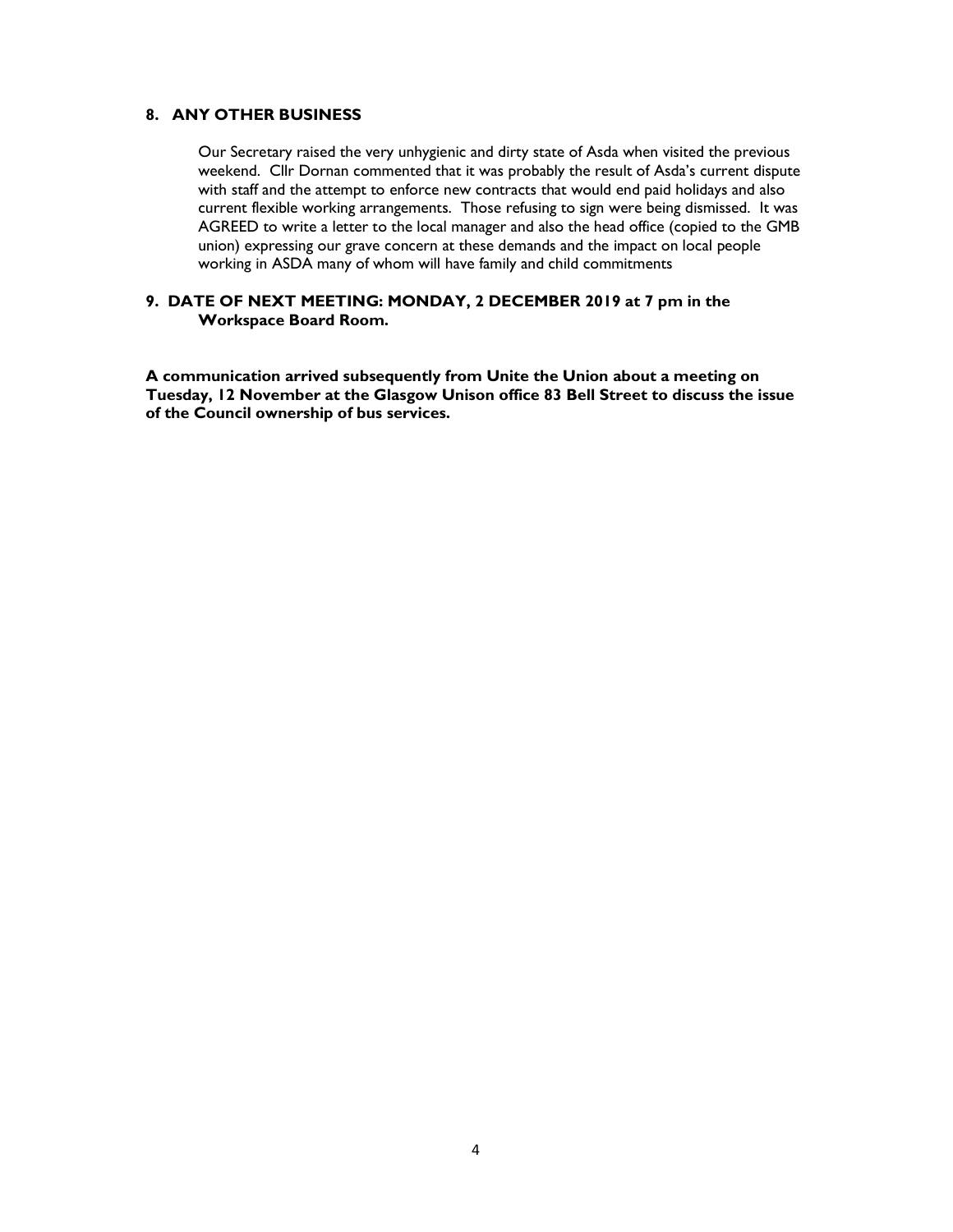## 8. ANY OTHER BUSINESS

Our Secretary raised the very unhygienic and dirty state of Asda when visited the previous weekend. Cllr Dornan commented that it was probably the result of Asda's current dispute with staff and the attempt to enforce new contracts that would end paid holidays and also current flexible working arrangements. Those refusing to sign were being dismissed. It was AGREED to write a letter to the local manager and also the head office (copied to the GMB union) expressing our grave concern at these demands and the impact on local people working in ASDA many of whom will have family and child commitments

## 9. DATE OF NEXT MEETING: MONDAY, 2 DECEMBER 2019 at 7 pm in the Workspace Board Room.

**A communication arrived subsequently from Unite the Union about a meeting on Tuesday, 12 November at the Glasgow Unison office 83 Bell Street to discuss the issue of the Council ownership of bus services.**